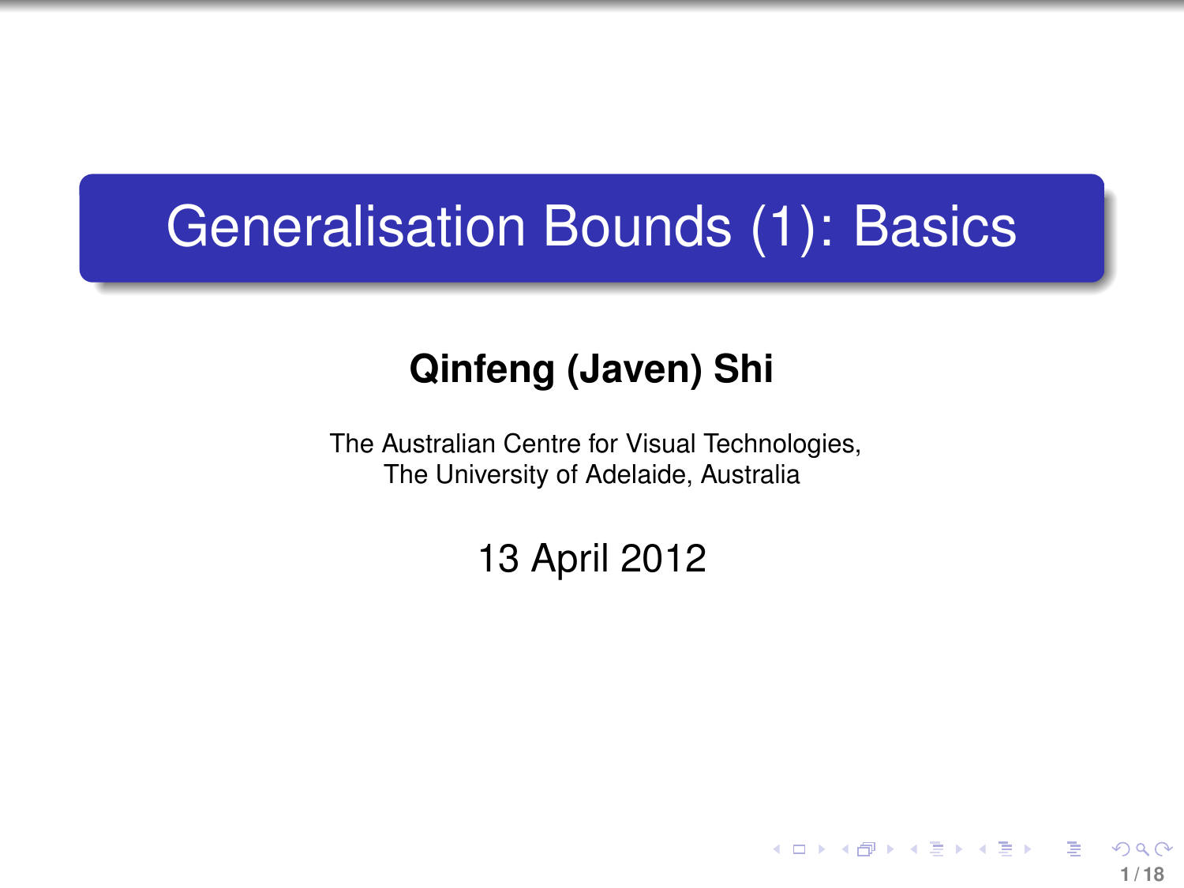# Generalisation Bounds (1): Basics

**Qinfeng (Javen) Shi**

The Australian Centre for Visual Technologies,
The University of Adelaide, Australia

13 April 2012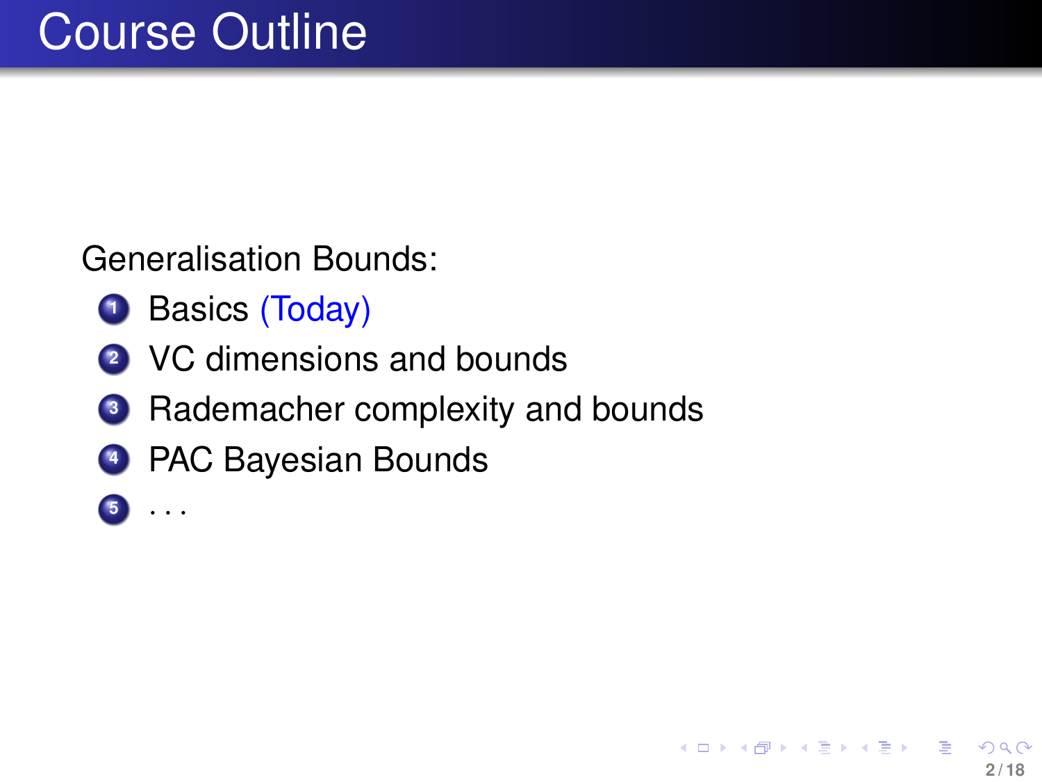# Course Outline

Generalisation Bounds:

1. Basics (Today)
2. VC dimensions and bounds
3. Rademacher complexity and bounds
4. PAC Bayesian Bounds
5. . . .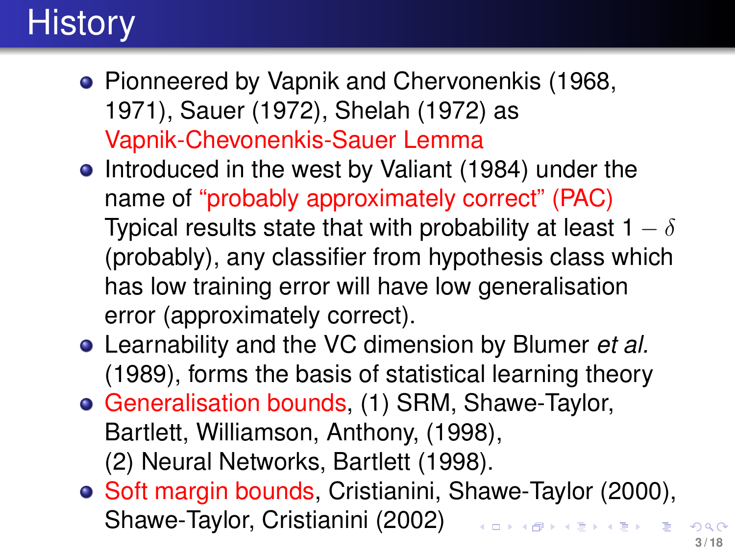# History

- Pionneered by Vapnik and Chervonenkis (1968, 1971), Sauer (1972), Shelah (1972) as Vapnik-Chevonenkis-Sauer Lemma
- Introduced in the west by Valiant (1984) under the name of "probably approximately correct" (PAC) Typical results state that with probability at least $1 - \delta$ (probably), any classifier from hypothesis class which has low training error will have low generalisation error (approximately correct).
- Learnability and the VC dimension by Blumer *et al.* (1989), forms the basis of statistical learning theory
- Generalisation bounds, (1) SRM, Shawe-Taylor, Bartlett, Williamson, Anthony, (1998), (2) Neural Networks, Bartlett (1998).
- Soft margin bounds, Cristianini, Shawe-Taylor (2000), Shawe-Taylor, Cristianini (2002)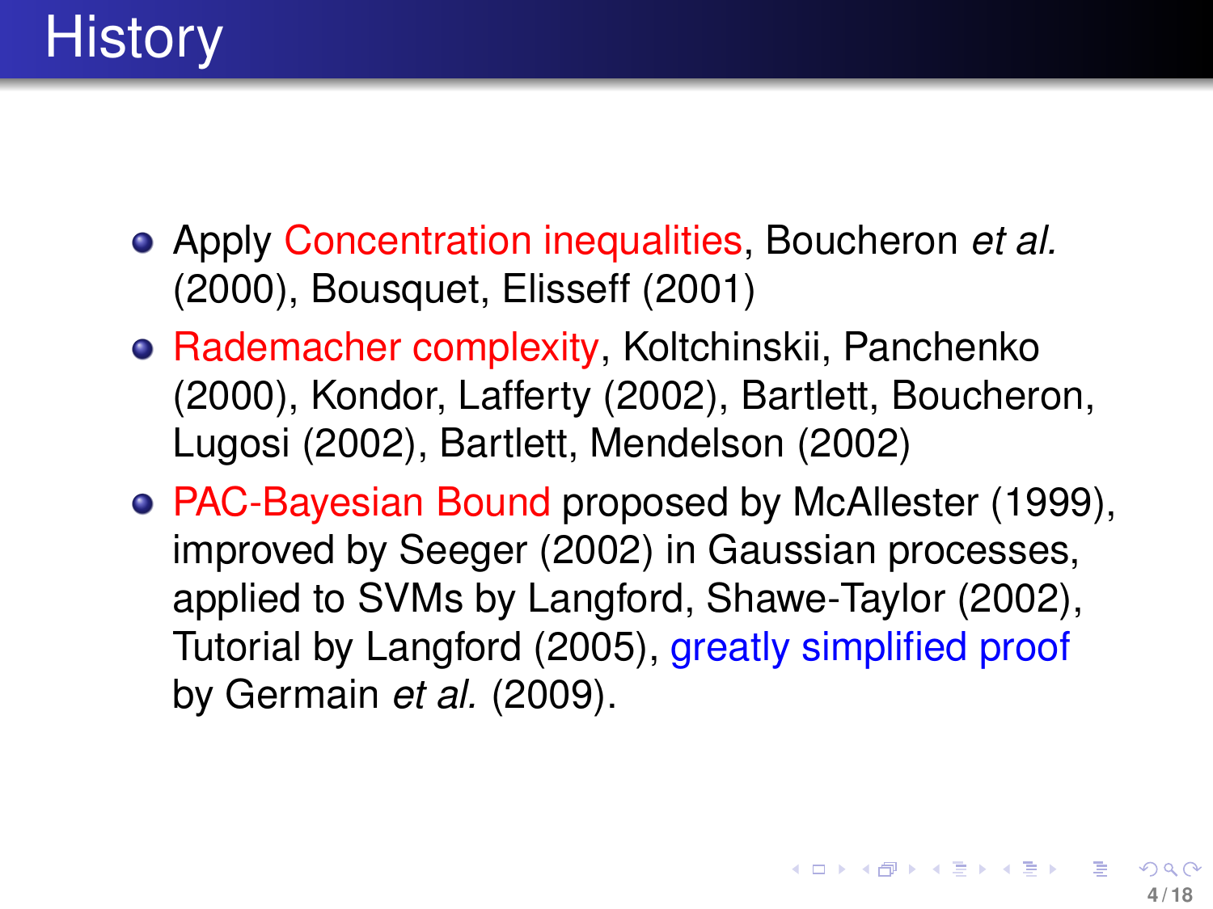# History

- Apply Concentration inequalities, Boucheron *et al.* (2000), Bousquet, Elisseff (2001)
- Rademacher complexity, Koltchinskii, Panchenko (2000), Kondor, Lafferty (2002), Bartlett, Boucheron, Lugosi (2002), Bartlett, Mendelson (2002)
- PAC-Bayesian Bound proposed by McAllester (1999), improved by Seeger (2002) in Gaussian processes, applied to SVMs by Langford, Shawe-Taylor (2002), Tutorial by Langford (2005), greatly simplified proof by Germain *et al.* (2009).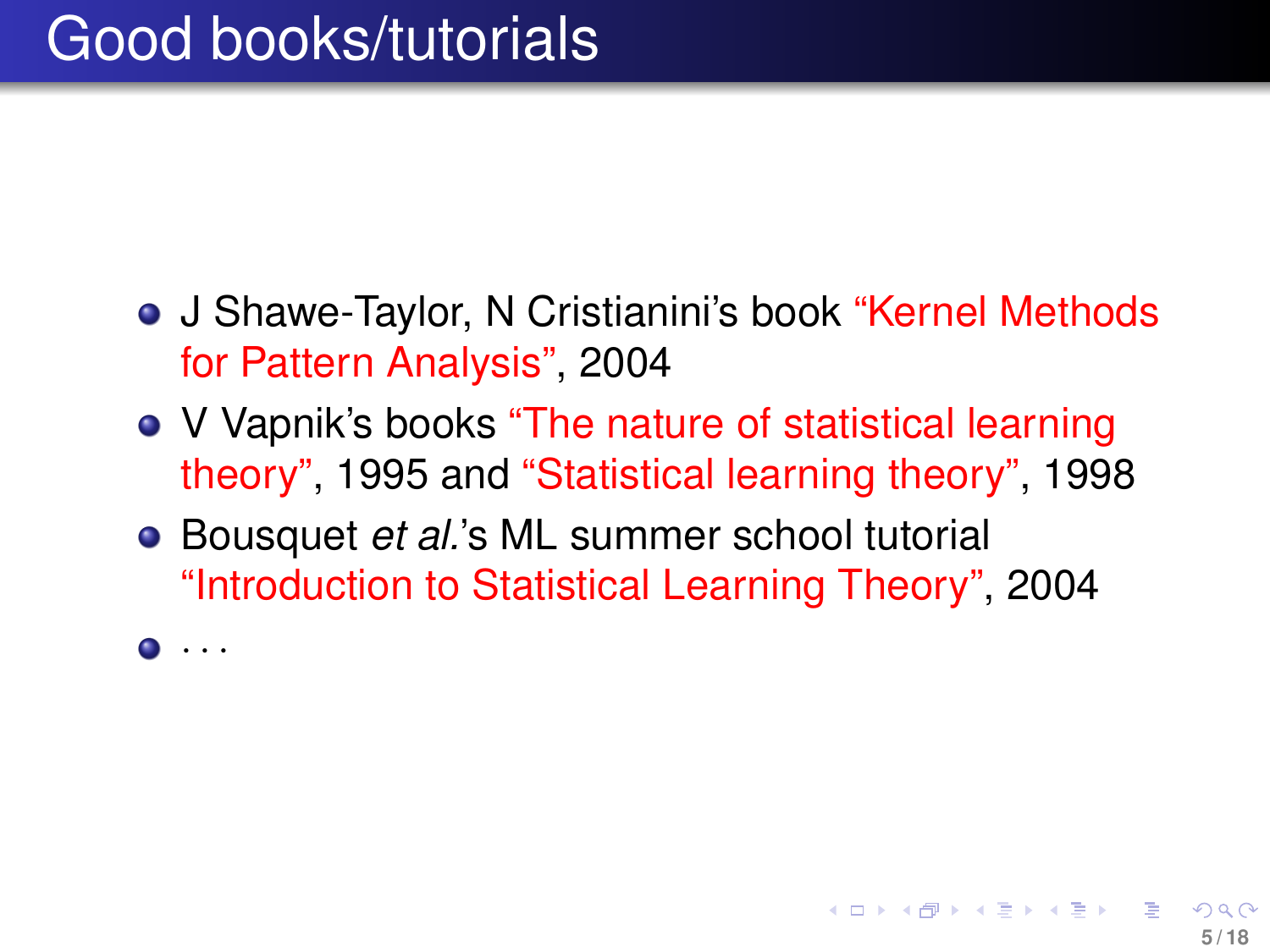# Good books/tutorials

- J Shawe-Taylor, N Cristianini's book "Kernel Methods for Pattern Analysis", 2004
- V Vapnik's books "The nature of statistical learning theory", 1995 and "Statistical learning theory", 1998
- Bousquet *et al.*'s ML summer school tutorial "Introduction to Statistical Learning Theory", 2004
- ...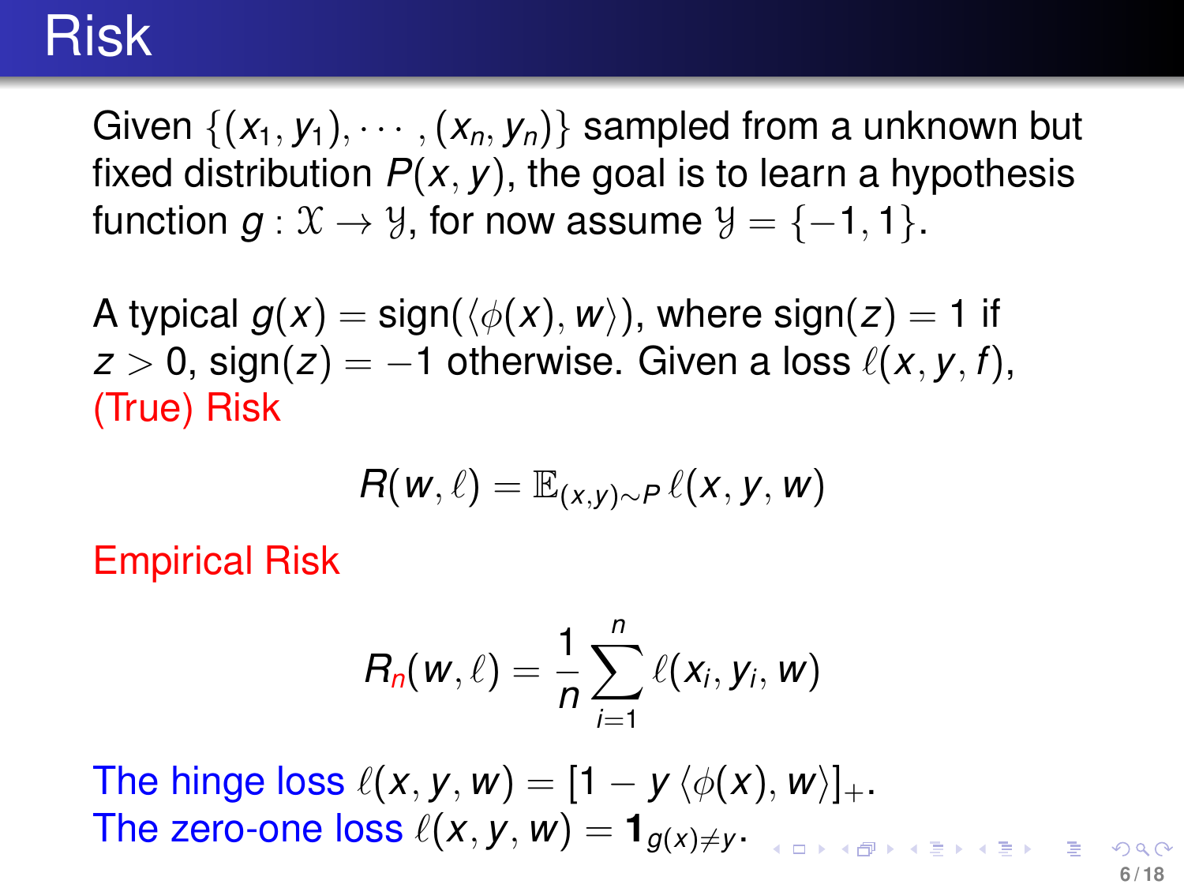# Risk

Given $\{(x_1, y_1), \cdots, (x_n, y_n)\}$ sampled from a unknown but fixed distribution $P(x, y)$, the goal is to learn a hypothesis function $g : \mathcal{X} \to \mathcal{Y}$, for now assume $\mathcal{Y} = \{-1, 1\}$.

A typical $g(x) = \text{sign}(\langle \phi(x), w \rangle)$, where $\text{sign}(z) = 1$ if $z > 0$, $\text{sign}(z) = -1$ otherwise. Given a loss $\ell(x, y, f)$, (True) Risk

$$R(w, \ell) = \mathbb{E}_{(x,y) \sim P} \, \ell(x, y, w)$$

Empirical Risk

$$R_n(w, \ell) = \frac{1}{n} \sum_{i=1}^{n} \ell(x_i, y_i, w)$$

The hinge loss $\ell(x, y, w) = [1 - y \langle \phi(x), w \rangle]_+$.
The zero-one loss $\ell(x, y, w) = \mathbf{1}_{g(x) \neq y}$.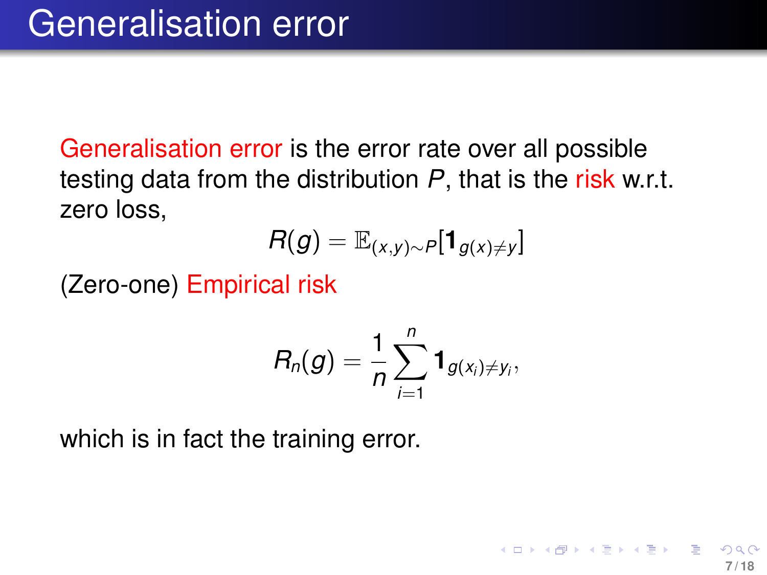# Generalisation error

Generalisation error is the error rate over all possible testing data from the distribution $P$, that is the risk w.r.t. zero loss,

$$R(g) = \mathbb{E}_{(x,y)\sim P}[\mathbf{1}_{g(x)\neq y}]$$

(Zero-one) Empirical risk

$$R_n(g) = \frac{1}{n}\sum_{i=1}^{n} \mathbf{1}_{g(x_i)\neq y_i},$$

which is in fact the training error.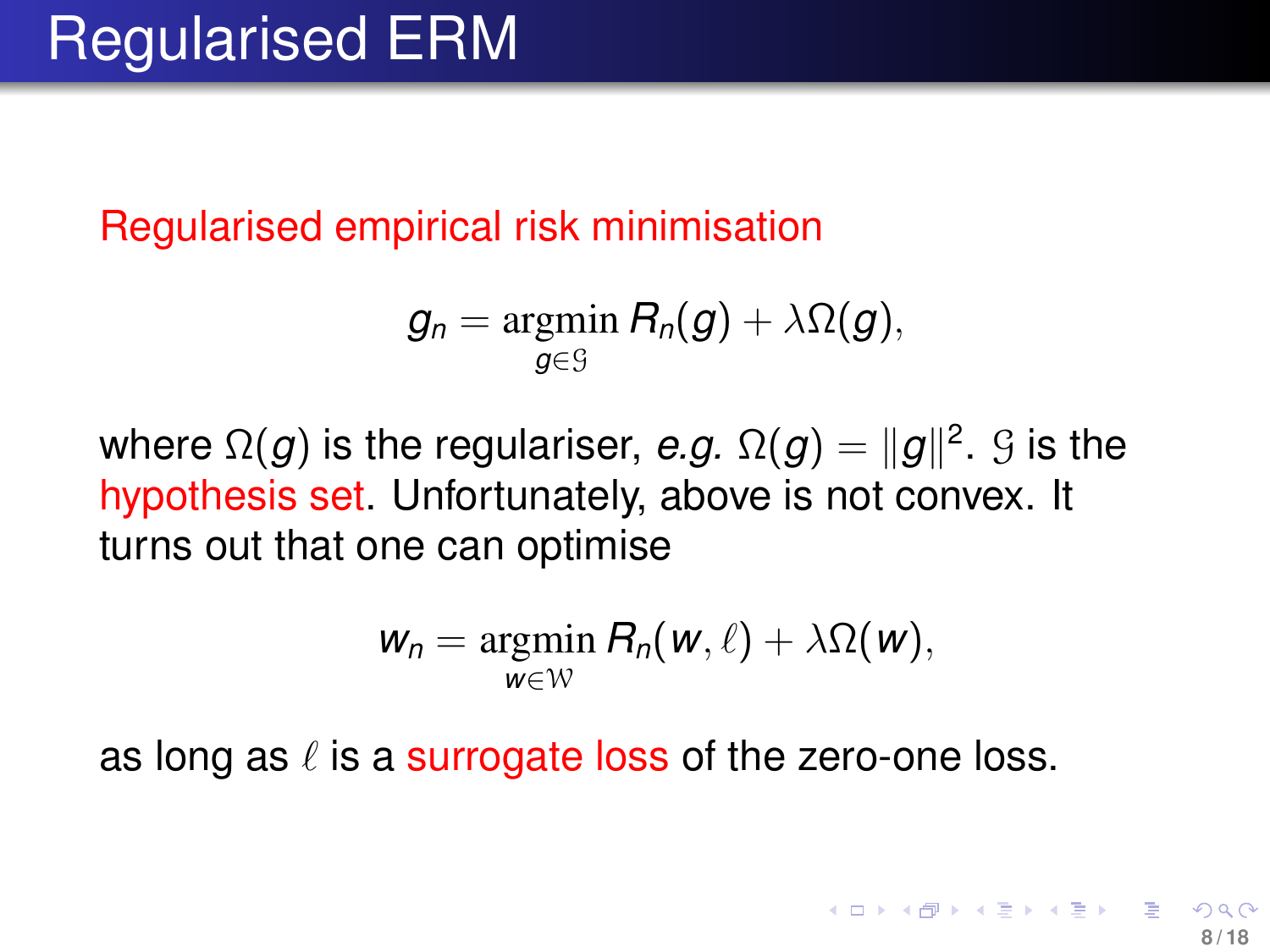# Regularised ERM

Regularised empirical risk minimisation

$$g_n = \operatorname*{argmin}_{g \in \mathcal{G}} R_n(g) + \lambda \Omega(g),$$

where $\Omega(g)$ is the regulariser, *e.g.* $\Omega(g) = \|g\|^2$. $\mathcal{G}$ is the hypothesis set. Unfortunately, above is not convex. It turns out that one can optimise

$$w_n = \operatorname*{argmin}_{w \in \mathcal{W}} R_n(w, \ell) + \lambda \Omega(w),$$

as long as $\ell$ is a surrogate loss of the zero-one loss.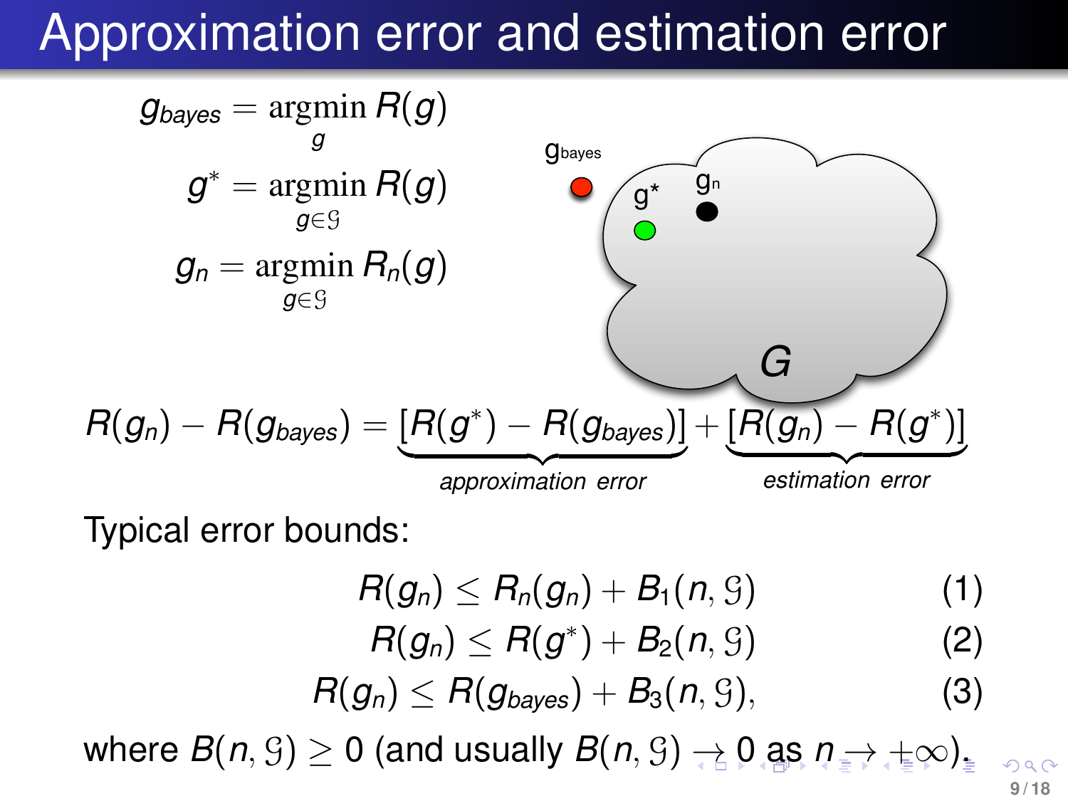# Approximation error and estimation error

$$g_{bayes} = \underset{g}{\operatorname{argmin}} R(g)$$

$$g^* = \underset{g \in \mathcal{G}}{\operatorname{argmin}} R(g)$$

$$g_n = \underset{g \in \mathcal{G}}{\operatorname{argmin}} R_n(g)$$

$$R(g_n) - R(g_{bayes}) = \underbrace{[R(g^*) - R(g_{bayes})]}_{\textit{approximation error}} + \underbrace{[R(g_n) - R(g^*)]}_{\textit{estimation error}}$$

Typical error bounds:

$$R(g_n) \leq R_n(g_n) + B_1(n, \mathcal{G}) \quad (1)$$

$$R(g_n) \leq R(g^*) + B_2(n, \mathcal{G}) \quad (2)$$

$$R(g_n) \leq R(g_{bayes}) + B_3(n, \mathcal{G}), \quad (3)$$

where $B(n, \mathcal{G}) \geq 0$ (and usually $B(n, \mathcal{G}) \to 0$ as $n \to +\infty$).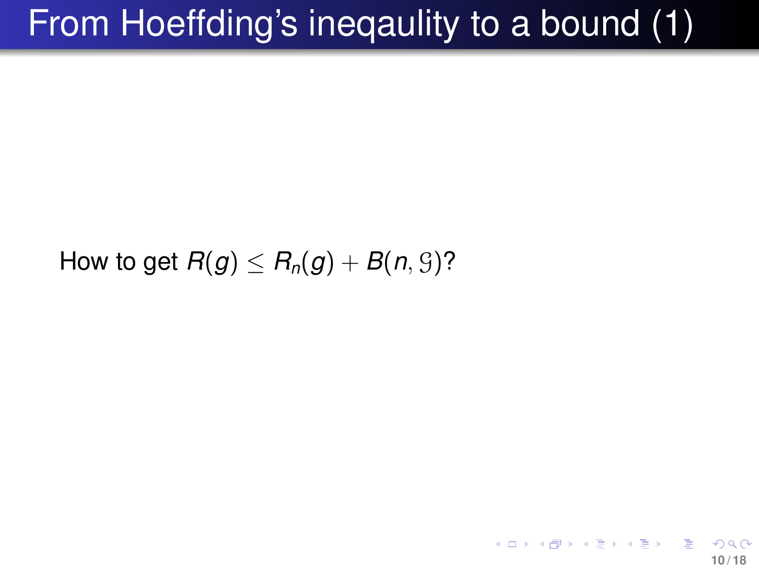# From Hoeffding's ineqaulity to a bound (1)

How to get $R(g) \leq R_n(g) + B(n, \mathcal{G})$?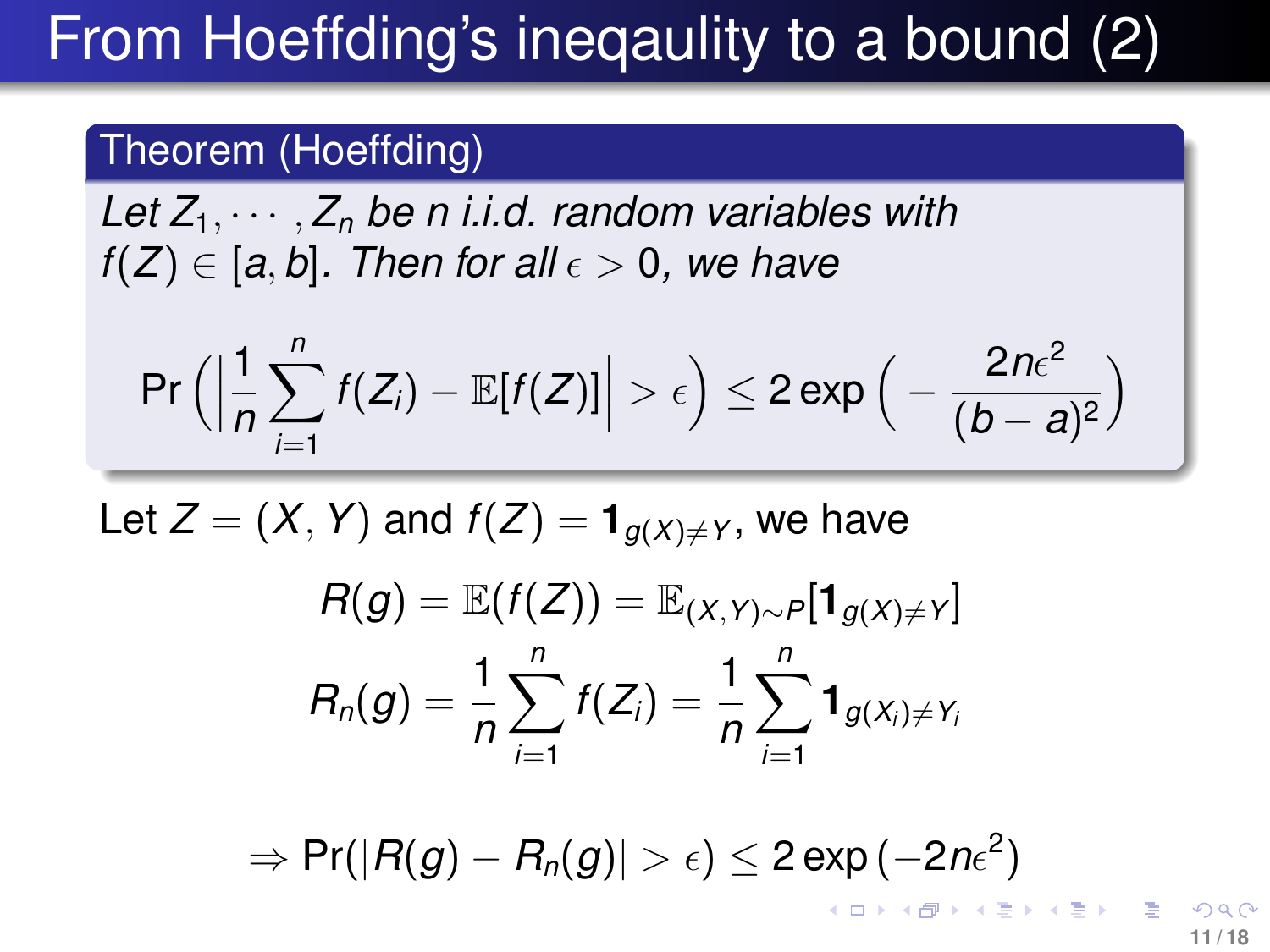# From Hoeffding's ineqaulity to a bound (2)

**Theorem (Hoeffding)**

*Let $Z_1, \cdots, Z_n$ be n i.i.d. random variables with $f(Z) \in [a, b]$. Then for all $\epsilon > 0$, we have*

$$\Pr\left(\left|\frac{1}{n}\sum_{i=1}^{n} f(Z_i) - \mathbb{E}[f(Z)]\right| > \epsilon\right) \leq 2\exp\left(-\frac{2n\epsilon^2}{(b-a)^2}\right)$$

Let $Z = (X, Y)$ and $f(Z) = \mathbf{1}_{g(X) \neq Y}$, we have

$$R(g) = \mathbb{E}(f(Z)) = \mathbb{E}_{(X,Y)\sim P}[\mathbf{1}_{g(X)\neq Y}]$$

$$R_n(g) = \frac{1}{n}\sum_{i=1}^{n} f(Z_i) = \frac{1}{n}\sum_{i=1}^{n} \mathbf{1}_{g(X_i)\neq Y_i}$$

$$\Rightarrow \Pr(|R(g) - R_n(g)| > \epsilon) \leq 2\exp\left(-2n\epsilon^2\right)$$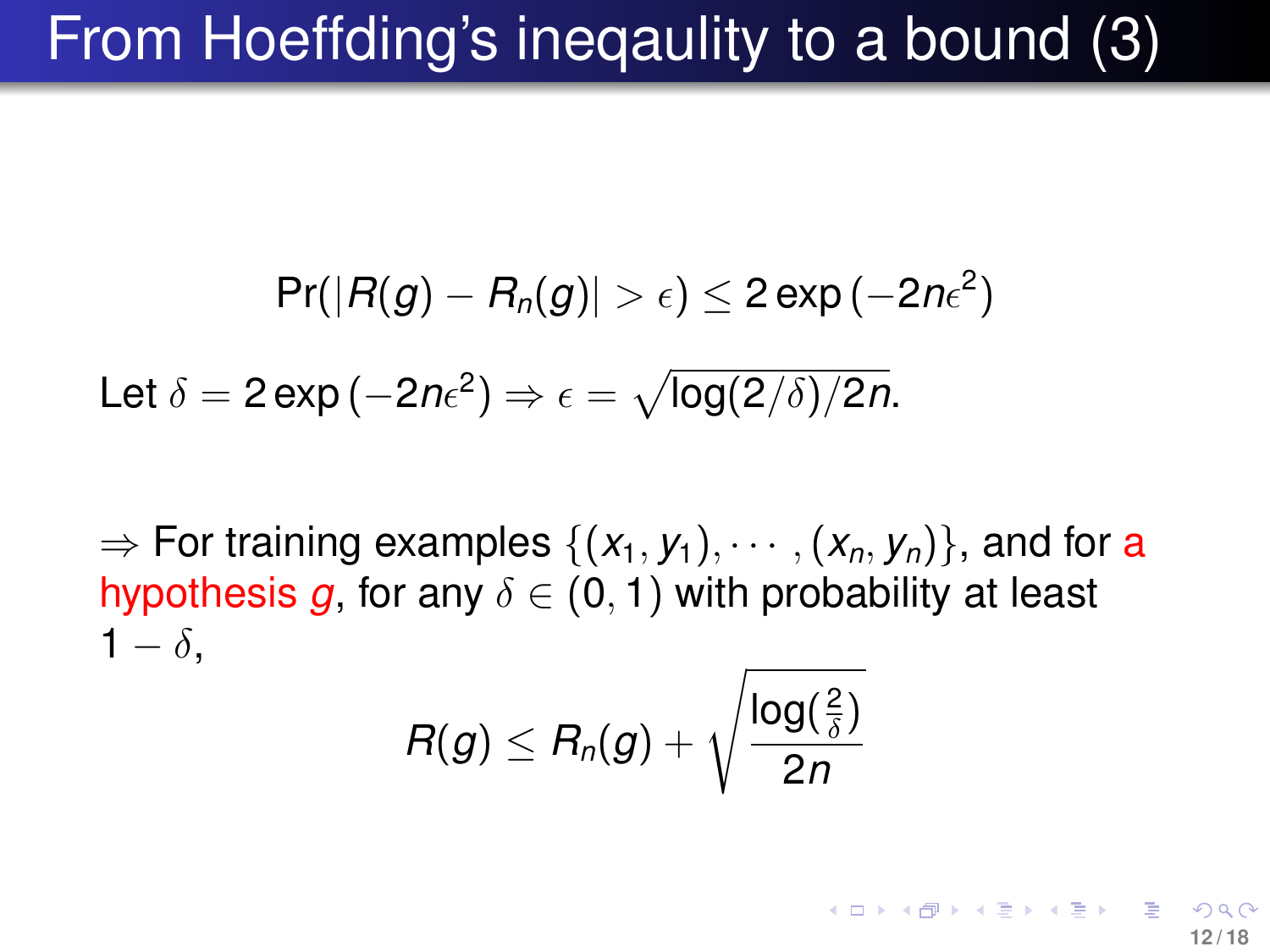# From Hoeffding's ineqaulity to a bound (3)

$$\Pr(|R(g) - R_n(g)| > \epsilon) \leq 2\exp\left(-2n\epsilon^2\right)$$

Let $\delta = 2\exp\left(-2n\epsilon^2\right) \Rightarrow \epsilon = \sqrt{\log(2/\delta)/2n}$.

$\Rightarrow$ For training examples $\{(x_1, y_1), \cdots, (x_n, y_n)\}$, and for a hypothesis $g$, for any $\delta \in (0, 1)$ with probability at least $1 - \delta$,

$$R(g) \leq R_n(g) + \sqrt{\frac{\log(\frac{2}{\delta})}{2n}}$$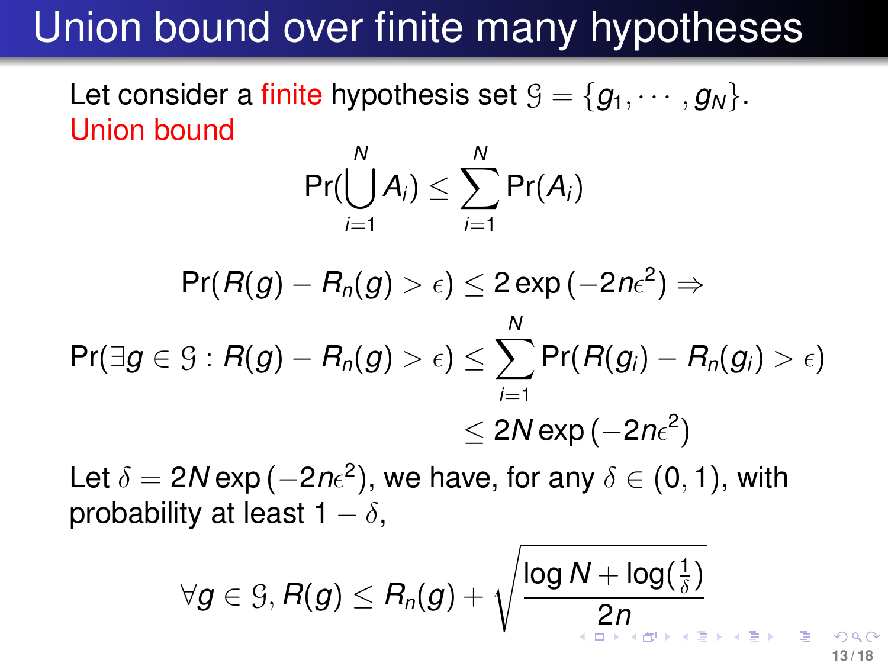# Union bound over finite many hypotheses

Let consider a finite hypothesis set $\mathcal{G} = \{g_1, \cdots, g_N\}$.

Union bound

$$\Pr\left(\bigcup_{i=1}^{N} A_i\right) \leq \sum_{i=1}^{N} \Pr(A_i)$$

$$\Pr(R(g) - R_n(g) > \epsilon) \leq 2\exp\left(-2n\epsilon^2\right) \Rightarrow$$

$$\begin{aligned}
\Pr(\exists g \in \mathcal{G} : R(g) - R_n(g) > \epsilon) &\leq \sum_{i=1}^{N} \Pr(R(g_i) - R_n(g_i) > \epsilon) \\
&\leq 2N\exp\left(-2n\epsilon^2\right)
\end{aligned}$$

Let $\delta = 2N\exp\left(-2n\epsilon^2\right)$, we have, for any $\delta \in (0, 1)$, with probability at least $1 - \delta$,

$$\forall g \in \mathcal{G}, R(g) \leq R_n(g) + \sqrt{\frac{\log N + \log(\frac{1}{\delta})}{2n}}$$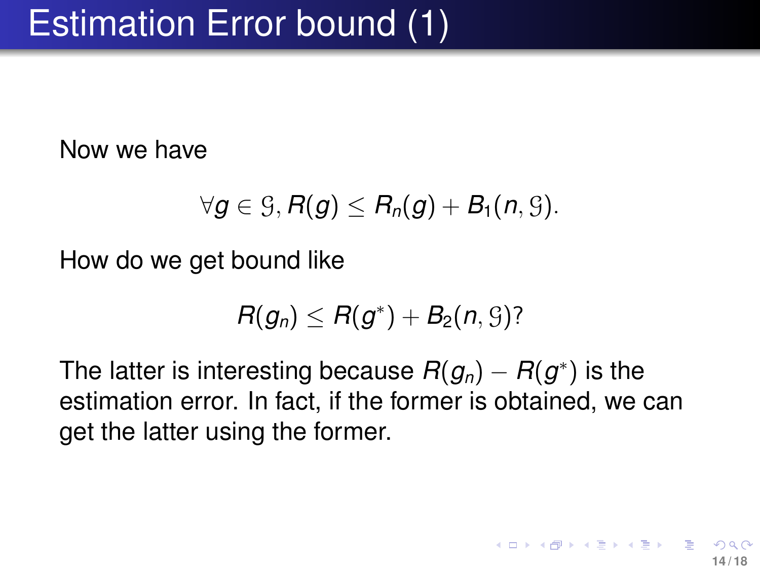# Estimation Error bound (1)

Now we have

$$\forall g \in \mathcal{G}, R(g) \leq R_n(g) + B_1(n, \mathcal{G}).$$

How do we get bound like

$$R(g_n) \leq R(g^*) + B_2(n, \mathcal{G})?$$

The latter is interesting because $R(g_n) - R(g^*)$ is the estimation error. In fact, if the former is obtained, we can get the latter using the former.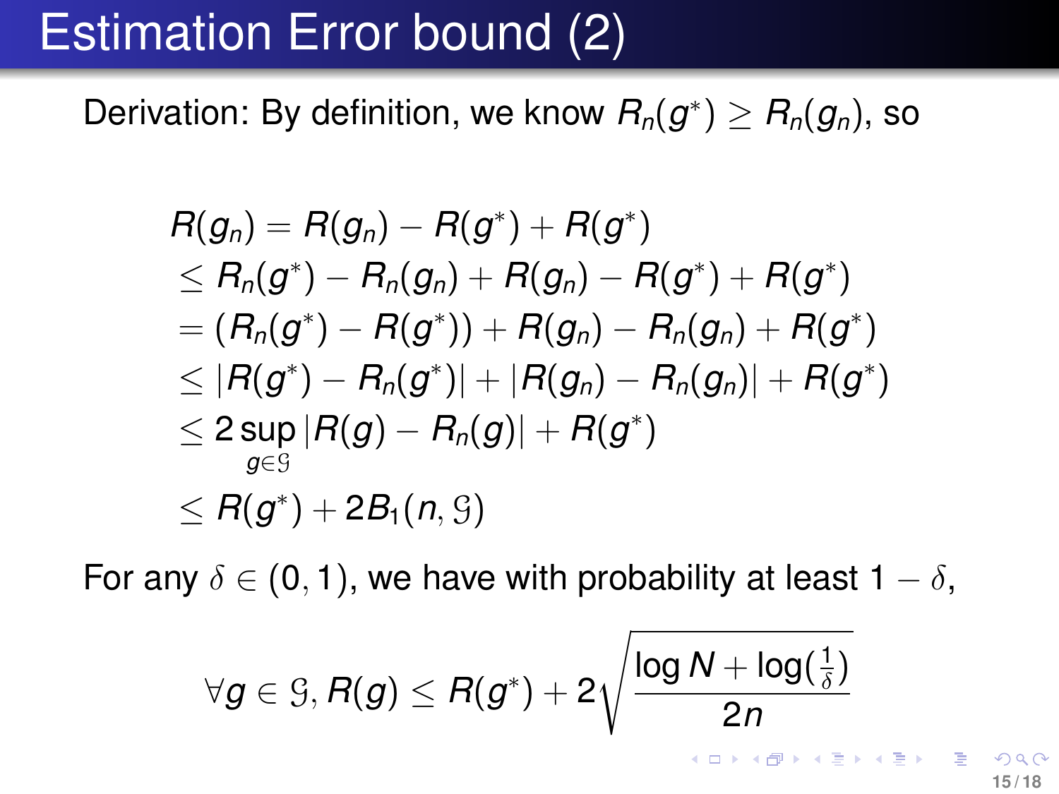# Estimation Error bound (2)

Derivation: By definition, we know $R_n(g^*) \geq R_n(g_n)$, so

$$
\begin{aligned}
R(g_n) &= R(g_n) - R(g^*) + R(g^*) \\
&\leq R_n(g^*) - R_n(g_n) + R(g_n) - R(g^*) + R(g^*) \\
&= (R_n(g^*) - R(g^*)) + R(g_n) - R_n(g_n) + R(g^*) \\
&\leq |R(g^*) - R_n(g^*)| + |R(g_n) - R_n(g_n)| + R(g^*) \\
&\leq 2 \sup_{g \in \mathcal{G}} |R(g) - R_n(g)| + R(g^*) \\
&\leq R(g^*) + 2B_1(n, \mathcal{G})
\end{aligned}
$$

For any $\delta \in (0, 1)$, we have with probability at least $1 - \delta$,

$$
\forall g \in \mathcal{G}, R(g) \leq R(g^*) + 2\sqrt{\frac{\log N + \log(\frac{1}{\delta})}{2n}}
$$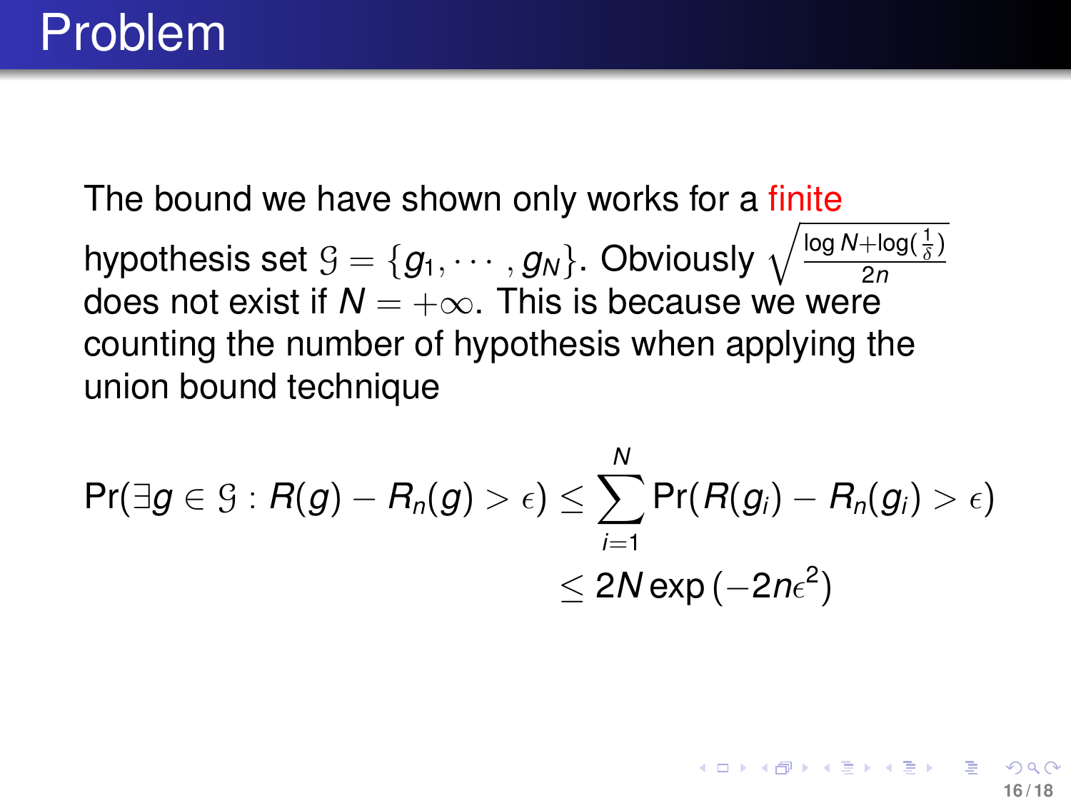# Problem

The bound we have shown only works for a finite hypothesis set $\mathcal{G} = \{g_1, \cdots, g_N\}$. Obviously $\sqrt{\frac{\log N + \log(\frac{1}{\delta})}{2n}}$ does not exist if $N = +\infty$. This is because we were counting the number of hypothesis when applying the union bound technique

$$
\begin{aligned}
\Pr(\exists g \in \mathcal{G} : R(g) - R_n(g) > \epsilon) &\leq \sum_{i=1}^{N} \Pr(R(g_i) - R_n(g_i) > \epsilon) \\
&\leq 2N \exp\left(-2n\epsilon^2\right)
\end{aligned}
$$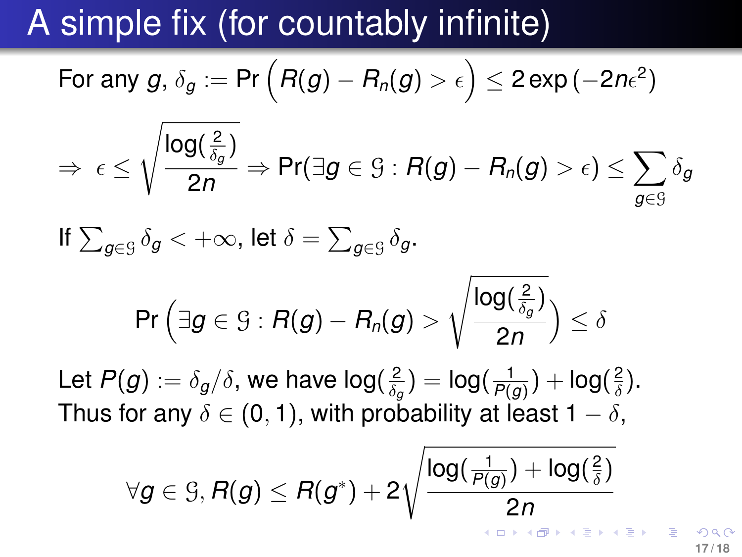# A simple fix (for countably infinite)

For any $g$, $\delta_g := \Pr\left(R(g) - R_n(g) > \epsilon\right) \leq 2\exp\left(-2n\epsilon^2\right)$

$$\Rightarrow \ \epsilon \leq \sqrt{\frac{\log(\frac{2}{\delta_g})}{2n}} \Rightarrow \Pr(\exists g \in \mathcal{G} : R(g) - R_n(g) > \epsilon) \leq \sum_{g \in \mathcal{G}} \delta_g$$

If $\sum_{g \in \mathcal{G}} \delta_g < +\infty$, let $\delta = \sum_{g \in \mathcal{G}} \delta_g$.

$$\Pr\left(\exists g \in \mathcal{G} : R(g) - R_n(g) > \sqrt{\frac{\log(\frac{2}{\delta_g})}{2n}}\right) \leq \delta$$

Let $P(g) := \delta_g / \delta$, we have $\log(\frac{2}{\delta_g}) = \log(\frac{1}{P(g)}) + \log(\frac{2}{\delta})$.
Thus for any $\delta \in (0, 1)$, with probability at least $1 - \delta$,

$$\forall g \in \mathcal{G}, R(g) \leq R(g^*) + 2\sqrt{\frac{\log(\frac{1}{P(g)}) + \log(\frac{2}{\delta})}{2n}}$$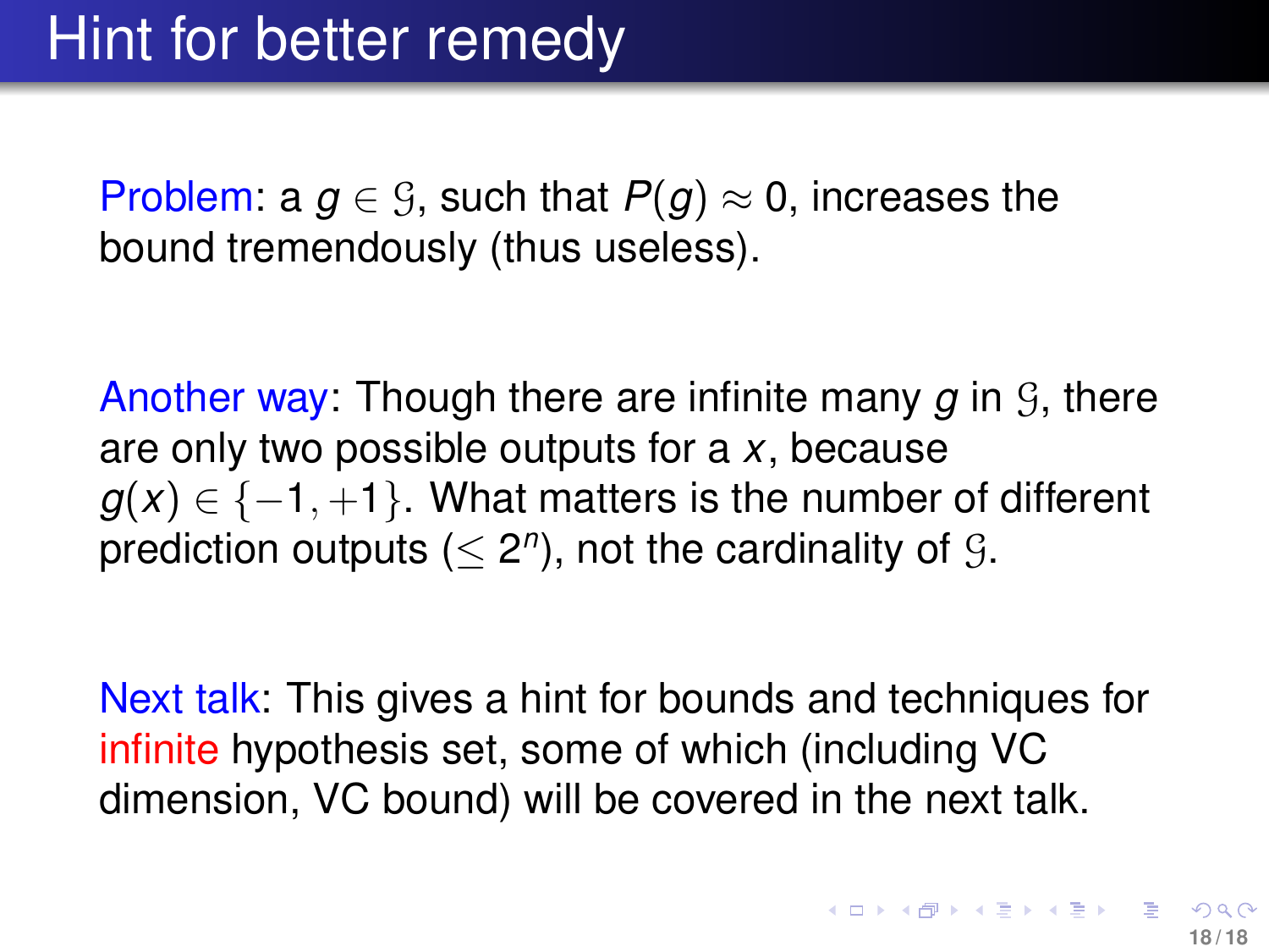# Hint for better remedy

Problem: a $g \in \mathcal{G}$, such that $P(g) \approx 0$, increases the bound tremendously (thus useless).

Another way: Though there are infinite many $g$ in $\mathcal{G}$, there are only two possible outputs for a $x$, because $g(x) \in \{-1, +1\}$. What matters is the number of different prediction outputs ($\leq 2^n$), not the cardinality of $\mathcal{G}$.

Next talk: This gives a hint for bounds and techniques for infinite hypothesis set, some of which (including VC dimension, VC bound) will be covered in the next talk.